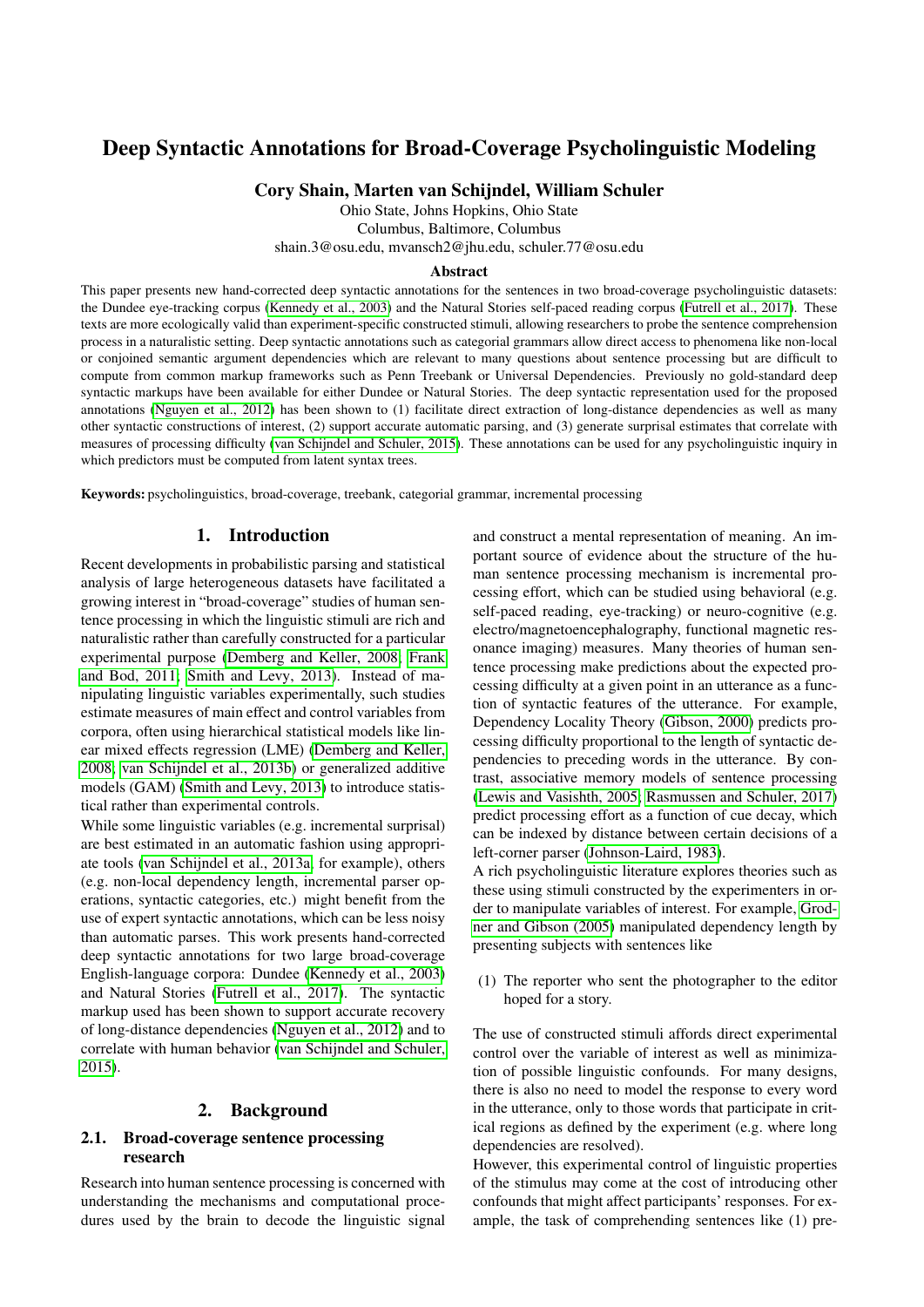# Deep Syntactic Annotations for Broad-Coverage Psycholinguistic Modeling

**Cory Shain, Marten van Schijndel, William Schuler**

Ohio State, Johns Hopkins, Ohio State
Columbus, Baltimore, Columbus
shain.3@osu.edu, mvansch2@jhu.edu, schuler.77@osu.edu

### Abstract

This paper presents new hand-corrected deep syntactic annotations for the sentences in two broad-coverage psycholinguistic datasets: the Dundee eye-tracking corpus (Kennedy et al., 2003) and the Natural Stories self-paced reading corpus (Futrell et al., 2017). These texts are more ecologically valid than experiment-specific constructed stimuli, allowing researchers to probe the sentence comprehension process in a naturalistic setting. Deep syntactic annotations such as categorial grammars allow direct access to phenomena like non-local or conjoined semantic argument dependencies which are relevant to many questions about sentence processing but are difficult to compute from common markup frameworks such as Penn Treebank or Universal Dependencies. Previously no gold-standard deep syntactic markups have been available for either Dundee or Natural Stories. The deep syntactic representation used for the proposed annotations (Nguyen et al., 2012) has been shown to (1) facilitate direct extraction of long-distance dependencies as well as many other syntactic constructions of interest, (2) support accurate automatic parsing, and (3) generate surprisal estimates that correlate with measures of processing difficulty (van Schijndel and Schuler, 2015). These annotations can be used for any psycholinguistic inquiry in which predictors must be computed from latent syntax trees.

**Keywords:** psycholinguistics, broad-coverage, treebank, categorial grammar, incremental processing

## 1. Introduction

Recent developments in probabilistic parsing and statistical analysis of large heterogeneous datasets have facilitated a growing interest in "broad-coverage" studies of human sentence processing in which the linguistic stimuli are rich and naturalistic rather than carefully constructed for a particular experimental purpose (Demberg and Keller, 2008; Frank and Bod, 2011; Smith and Levy, 2013). Instead of manipulating linguistic variables experimentally, such studies estimate measures of main effect and control variables from corpora, often using hierarchical statistical models like linear mixed effects regression (LME) (Demberg and Keller, 2008; van Schijndel et al., 2013b) or generalized additive models (GAM) (Smith and Levy, 2013) to introduce statistical rather than experimental controls.

While some linguistic variables (e.g. incremental surprisal) are best estimated in an automatic fashion using appropriate tools (van Schijndel et al., 2013a, for example), others (e.g. non-local dependency length, incremental parser operations, syntactic categories, etc.) might benefit from the use of expert syntactic annotations, which can be less noisy than automatic parses. This work presents hand-corrected deep syntactic annotations for two large broad-coverage English-language corpora: Dundee (Kennedy et al., 2003) and Natural Stories (Futrell et al., 2017). The syntactic markup used has been shown to support accurate recovery of long-distance dependencies (Nguyen et al., 2012) and to correlate with human behavior (van Schijndel and Schuler, 2015).

## 2. Background

### 2.1. Broad-coverage sentence processing research

Research into human sentence processing is concerned with understanding the mechanisms and computational procedures used by the brain to decode the linguistic signal and construct a mental representation of meaning. An important source of evidence about the structure of the human sentence processing mechanism is incremental processing effort, which can be studied using behavioral (e.g. self-paced reading, eye-tracking) or neuro-cognitive (e.g. electro/magnetoencephalography, functional magnetic resonance imaging) measures. Many theories of human sentence processing make predictions about the expected processing difficulty at a given point in an utterance as a function of syntactic features of the utterance. For example, Dependency Locality Theory (Gibson, 2000) predicts processing difficulty proportional to the length of syntactic dependencies to preceding words in the utterance. By contrast, associative memory models of sentence processing (Lewis and Vasishth, 2005; Rasmussen and Schuler, 2017) predict processing effort as a function of cue decay, which can be indexed by distance between certain decisions of a left-corner parser (Johnson-Laird, 1983).

A rich psycholinguistic literature explores theories such as these using stimuli constructed by the experimenters in order to manipulate variables of interest. For example, Grodner and Gibson (2005) manipulated dependency length by presenting subjects with sentences like

(1) The reporter who sent the photographer to the editor hoped for a story.

The use of constructed stimuli affords direct experimental control over the variable of interest as well as minimization of possible linguistic confounds. For many designs, there is also no need to model the response to every word in the utterance, only to those words that participate in critical regions as defined by the experiment (e.g. where long dependencies are resolved).

However, this experimental control of linguistic properties of the stimulus may come at the cost of introducing other confounds that might affect participants' responses. For example, the task of comprehending sentences like (1) pre-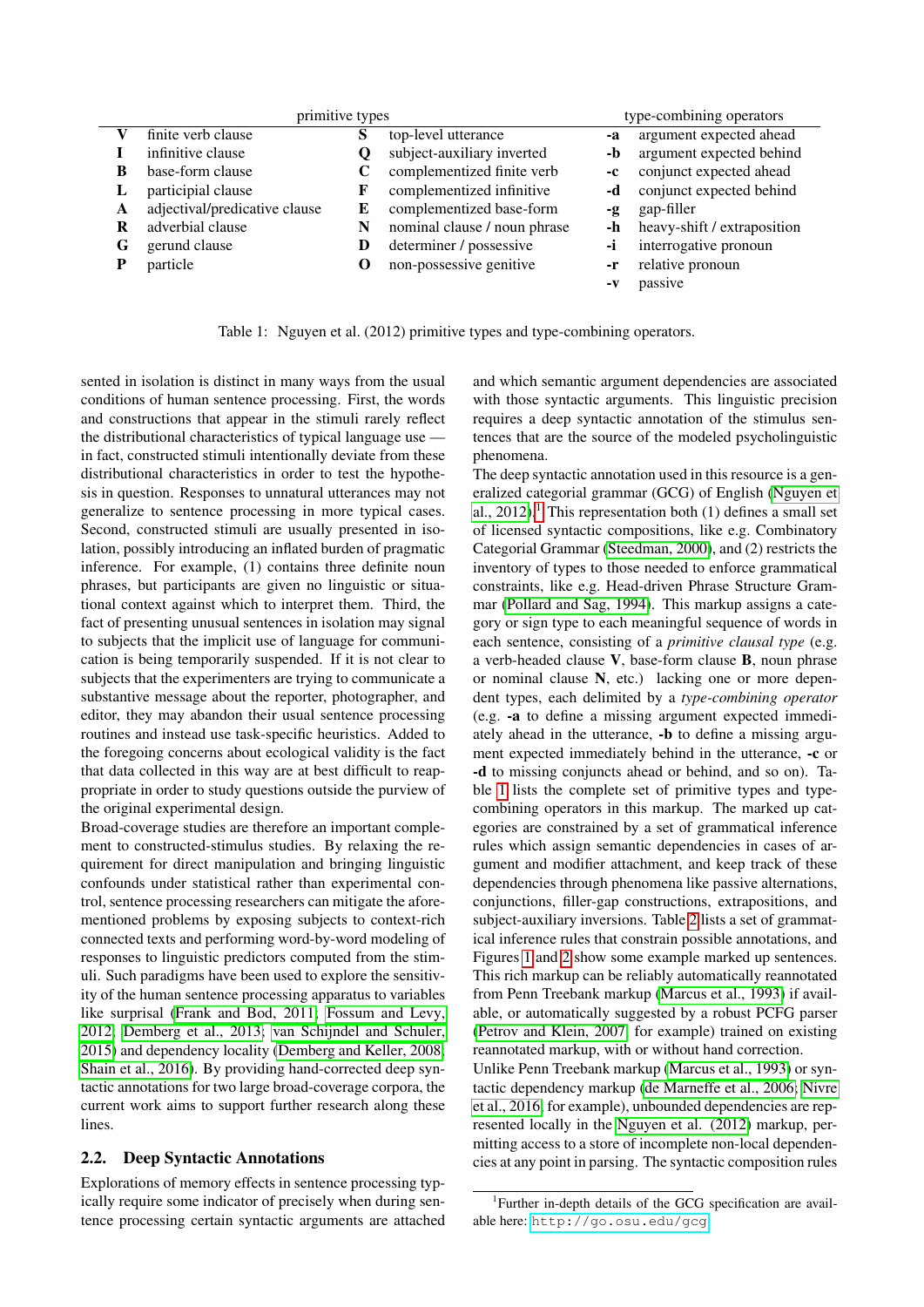| primitive types | | | | type-combining operators | |
|---|---|---|---|---|---|
| **V** | finite verb clause | **S** | top-level utterance | **-a** | argument expected ahead |
| **I** | infinitive clause | **Q** | subject-auxiliary inverted | **-b** | argument expected behind |
| **B** | base-form clause | **C** | complementized finite verb | **-c** | conjunct expected ahead |
| **L** | participial clause | **F** | complementized infinitive | **-d** | conjunct expected behind |
| **A** | adjectival/predicative clause | **E** | complementized base-form | **-g** | gap-filler |
| **R** | adverbial clause | **N** | nominal clause / noun phrase | **-h** | heavy-shift / extraposition |
| **G** | gerund clause | **D** | determiner / possessive | **-i** | interrogative pronoun |
| **P** | particle | **O** | non-possessive genitive | **-r** | relative pronoun |
| | | | | **-v** | passive |

Table 1: Nguyen et al. (2012) primitive types and type-combining operators.

sented in isolation is distinct in many ways from the usual conditions of human sentence processing. First, the words and constructions that appear in the stimuli rarely reflect the distributional characteristics of typical language use — in fact, constructed stimuli intentionally deviate from these distributional characteristics in order to test the hypothesis in question. Responses to unnatural utterances may not generalize to sentence processing in more typical cases. Second, constructed stimuli are usually presented in isolation, possibly introducing an inflated burden of pragmatic inference. For example, (1) contains three definite noun phrases, but participants are given no linguistic or situational context against which to interpret them. Third, the fact of presenting unusual sentences in isolation may signal to subjects that the implicit use of language for communication is being temporarily suspended. If it is not clear to subjects that the experimenters are trying to communicate a substantive message about the reporter, photographer, and editor, they may abandon their usual sentence processing routines and instead use task-specific heuristics. Added to the foregoing concerns about ecological validity is the fact that data collected in this way are at best difficult to reappropriate in order to study questions outside the purview of the original experimental design.

Broad-coverage studies are therefore an important complement to constructed-stimulus studies. By relaxing the requirement for direct manipulation and bringing linguistic confounds under statistical rather than experimental control, sentence processing researchers can mitigate the aforementioned problems by exposing subjects to context-rich connected texts and performing word-by-word modeling of responses to linguistic predictors computed from the stimuli. Such paradigms have been used to explore the sensitivity of the human sentence processing apparatus to variables like surprisal (Frank and Bod, 2011; Fossum and Levy, 2012; Demberg et al., 2013; van Schijndel and Schuler, 2015) and dependency locality (Demberg and Keller, 2008; Shain et al., 2016). By providing hand-corrected deep syntactic annotations for two large broad-coverage corpora, the current work aims to support further research along these lines.

## 2.2. Deep Syntactic Annotations

Explorations of memory effects in sentence processing typically require some indicator of precisely when during sentence processing certain syntactic arguments are attached and which semantic argument dependencies are associated with those syntactic arguments. This linguistic precision requires a deep syntactic annotation of the stimulus sentences that are the source of the modeled psycholinguistic phenomena.

The deep syntactic annotation used in this resource is a generalized categorial grammar (GCG) of English (Nguyen et al., 2012).[1] This representation both (1) defines a small set of licensed syntactic compositions, like e.g. Combinatory Categorial Grammar (Steedman, 2000), and (2) restricts the inventory of types to those needed to enforce grammatical constraints, like e.g. Head-driven Phrase Structure Grammar (Pollard and Sag, 1994). This markup assigns a category or sign type to each meaningful sequence of words in each sentence, consisting of a *primitive clausal type* (e.g. a verb-headed clause **V**, base-form clause **B**, noun phrase or nominal clause **N**, etc.) lacking one or more dependent types, each delimited by a *type-combining operator* (e.g. **-a** to define a missing argument expected immediately ahead in the utterance, **-b** to define a missing argument expected immediately behind in the utterance, **-c** or **-d** to missing conjuncts ahead or behind, and so on). Table 1 lists the complete set of primitive types and type-combining operators in this markup. The marked up categories are constrained by a set of grammatical inference rules which assign semantic dependencies in cases of argument and modifier attachment, and keep track of these dependencies through phenomena like passive alternations, conjunctions, filler-gap constructions, extrapositions, and subject-auxiliary inversions. Table 2 lists a set of grammatical inference rules that constrain possible annotations, and Figures 1 and 2 show some example marked up sentences.

This rich markup can be reliably automatically reannotated from Penn Treebank markup (Marcus et al., 1993) if available, or automatically suggested by a robust PCFG parser (Petrov and Klein, 2007, for example) trained on existing reannotated markup, with or without hand correction.

Unlike Penn Treebank markup (Marcus et al., 1993) or syntactic dependency markup (de Marneffe et al., 2006; Nivre et al., 2016, for example), unbounded dependencies are represented locally in the Nguyen et al. (2012) markup, permitting access to a store of incomplete non-local dependencies at any point in parsing. The syntactic composition rules

[1] Further in-depth details of the GCG specification are available here: http://go.osu.edu/gcg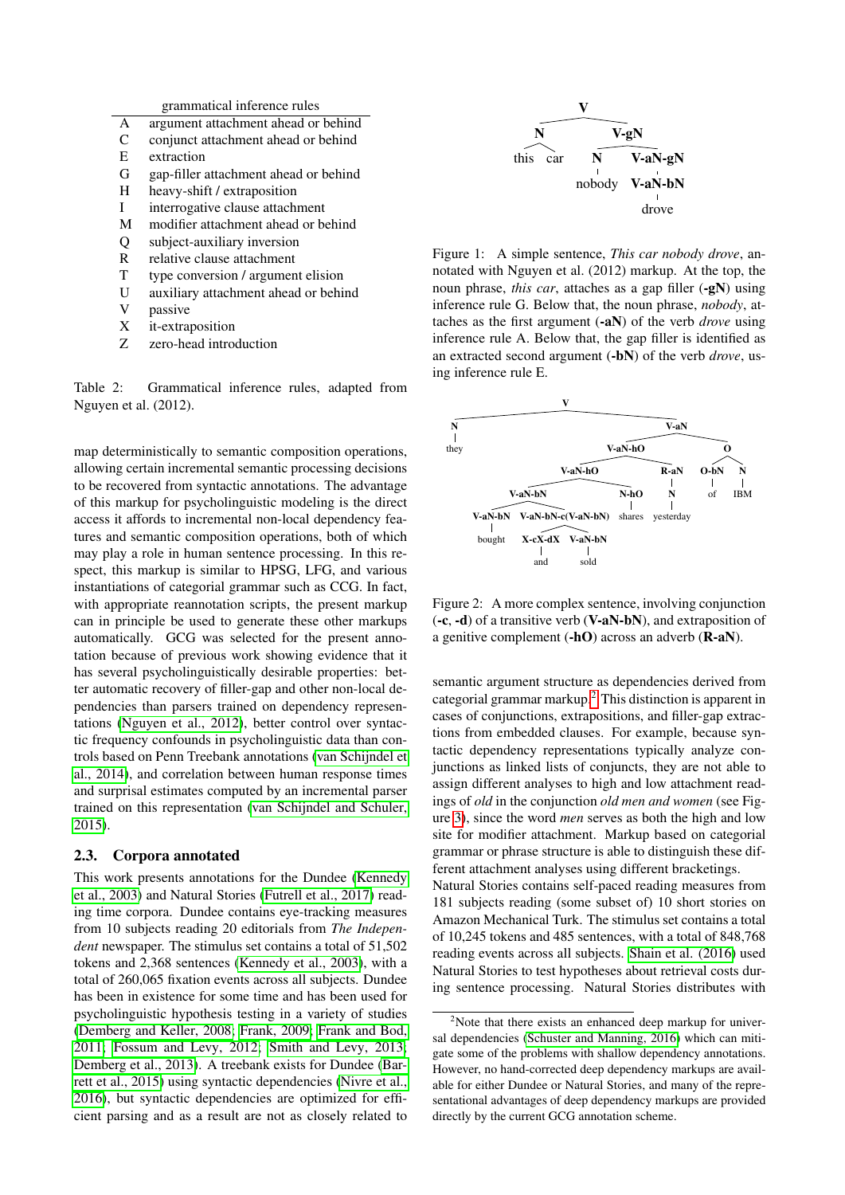| | grammatical inference rules |
|---|---|
| A | argument attachment ahead or behind |
| C | conjunct attachment ahead or behind |
| E | extraction |
| G | gap-filler attachment ahead or behind |
| H | heavy-shift / extraposition |
| I | interrogative clause attachment |
| M | modifier attachment ahead or behind |
| Q | subject-auxiliary inversion |
| R | relative clause attachment |
| T | type conversion / argument elision |
| U | auxiliary attachment ahead or behind |
| V | passive |
| X | it-extraposition |
| Z | zero-head introduction |

Table 2: Grammatical inference rules, adapted from Nguyen et al. (2012).

map deterministically to semantic composition operations, allowing certain incremental semantic processing decisions to be recovered from syntactic annotations. The advantage of this markup for psycholinguistic modeling is the direct access it affords to incremental non-local dependency features and semantic composition operations, both of which may play a role in human sentence processing. In this respect, this markup is similar to HPSG, LFG, and various instantiations of categorial grammar such as CCG. In fact, with appropriate reannotation scripts, the present markup can in principle be used to generate these other markups automatically. GCG was selected for the present annotation because of previous work showing evidence that it has several psycholinguistically desirable properties: better automatic recovery of filler-gap and other non-local dependencies than parsers trained on dependency representations (Nguyen et al., 2012), better control over syntactic frequency confounds in psycholinguistic data than controls based on Penn Treebank annotations (van Schijndel et al., 2014), and correlation between human response times and surprisal estimates computed by an incremental parser trained on this representation (van Schijndel and Schuler, 2015).

### 2.3. Corpora annotated

This work presents annotations for the Dundee (Kennedy et al., 2003) and Natural Stories (Futrell et al., 2017) reading time corpora. Dundee contains eye-tracking measures from 10 subjects reading 20 editorials from *The Independent* newspaper. The stimulus set contains a total of 51,502 tokens and 2,368 sentences (Kennedy et al., 2003), with a total of 260,065 fixation events across all subjects. Dundee has been in existence for some time and has been used for psycholinguistic hypothesis testing in a variety of studies (Demberg and Keller, 2008; Frank, 2009; Frank and Bod, 2011; Fossum and Levy, 2012; Smith and Levy, 2013; Demberg et al., 2013). A treebank exists for Dundee (Barrett et al., 2015) using syntactic dependencies (Nivre et al., 2016), but syntactic dependencies are optimized for efficient parsing and as a result are not as closely related to

Figure 1: A simple sentence, *This car nobody drove*, annotated with Nguyen et al. (2012) markup. At the top, the noun phrase, *this car*, attaches as a gap filler (**-gN**) using inference rule G. Below that, the noun phrase, *nobody*, attaches as the first argument (**-aN**) of the verb *drove* using inference rule A. Below that, the gap filler is identified as an extracted second argument (**-bN**) of the verb *drove*, using inference rule E.

Figure 2: A more complex sentence, involving conjunction (**-c**, **-d**) of a transitive verb (**V-aN-bN**), and extraposition of a genitive complement (**-hO**) across an adverb (**R-aN**).

semantic argument structure as dependencies derived from categorial grammar markup.[2] This distinction is apparent in cases of conjunctions, extrapositions, and filler-gap extractions from embedded clauses. For example, because syntactic dependency representations typically analyze conjunctions as linked lists of conjuncts, they are not able to assign different analyses to high and low attachment readings of *old* in the conjunction *old men and women* (see Figure 3), since the word *men* serves as both the high and low site for modifier attachment. Markup based on categorial grammar or phrase structure is able to distinguish these different attachment analyses using different bracketings.

Natural Stories contains self-paced reading measures from 181 subjects reading (some subset of) 10 short stories on Amazon Mechanical Turk. The stimulus set contains a total of 10,245 tokens and 485 sentences, with a total of 848,768 reading events across all subjects. Shain et al. (2016) used Natural Stories to test hypotheses about retrieval costs during sentence processing. Natural Stories distributes with

[2] Note that there exists an enhanced deep markup for universal dependencies (Schuster and Manning, 2016) which can mitigate some of the problems with shallow dependency annotations. However, no hand-corrected deep dependency markups are available for either Dundee or Natural Stories, and many of the representational advantages of deep dependency markups are provided directly by the current GCG annotation scheme.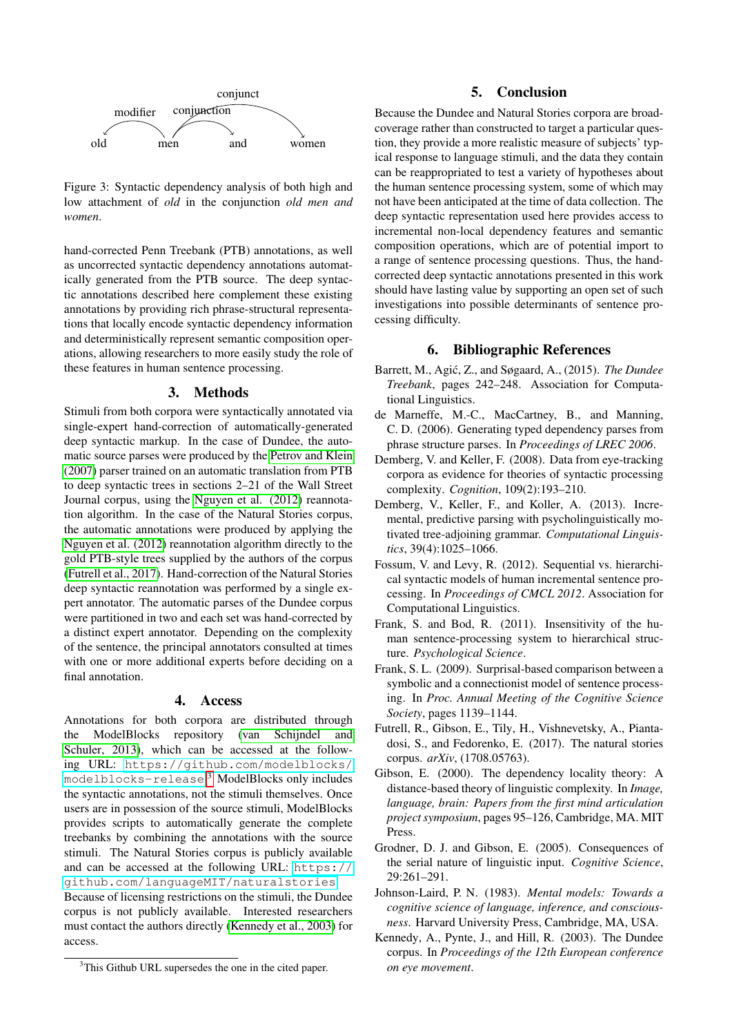Figure 3: Syntactic dependency analysis of both high and low attachment of *old* in the conjunction *old men and women*.

hand-corrected Penn Treebank (PTB) annotations, as well as uncorrected syntactic dependency annotations automatically generated from the PTB source. The deep syntactic annotations described here complement these existing annotations by providing rich phrase-structural representations that locally encode syntactic dependency information and deterministically represent semantic composition operations, allowing researchers to more easily study the role of these features in human sentence processing.

## 3. Methods

Stimuli from both corpora were syntactically annotated via single-expert hand-correction of automatically-generated deep syntactic markup. In the case of Dundee, the automatic source parses were produced by the Petrov and Klein (2007) parser trained on an automatic translation from PTB to deep syntactic trees in sections 2–21 of the Wall Street Journal corpus, using the Nguyen et al. (2012) reannotation algorithm. In the case of the Natural Stories corpus, the automatic annotations were produced by applying the Nguyen et al. (2012) reannotation algorithm directly to the gold PTB-style trees supplied by the authors of the corpus (Futrell et al., 2017). Hand-correction of the Natural Stories deep syntactic reannotation was performed by a single expert annotator. The automatic parses of the Dundee corpus were partitioned in two and each set was hand-corrected by a distinct expert annotator. Depending on the complexity of the sentence, the principal annotators consulted at times with one or more additional experts before deciding on a final annotation.

## 4. Access

Annotations for both corpora are distributed through the ModelBlocks repository (van Schijndel and Schuler, 2013), which can be accessed at the following URL: `https://github.com/modelblocks/modelblocks-release`.[3] ModelBlocks only includes the syntactic annotations, not the stimuli themselves. Once users are in possession of the source stimuli, ModelBlocks provides scripts to automatically generate the complete treebanks by combining the annotations with the source stimuli. The Natural Stories corpus is publicly available and can be accessed at the following URL: `https://github.com/languageMIT/naturalstories`. Because of licensing restrictions on the stimuli, the Dundee corpus is not publicly available. Interested researchers must contact the authors directly (Kennedy et al., 2003) for access.

[3]This Github URL supersedes the one in the cited paper.

## 5. Conclusion

Because the Dundee and Natural Stories corpora are broad-coverage rather than constructed to target a particular question, they provide a more realistic measure of subjects' typical response to language stimuli, and the data they contain can be reappropriated to test a variety of hypotheses about the human sentence processing system, some of which may not have been anticipated at the time of data collection. The deep syntactic representation used here provides access to incremental non-local dependency features and semantic composition operations, which are of potential import to a range of sentence processing questions. Thus, the hand-corrected deep syntactic annotations presented in this work should have lasting value by supporting an open set of such investigations into possible determinants of sentence processing difficulty.

## 6. Bibliographic References

Barrett, M., Agić, Z., and Søgaard, A., (2015). *The Dundee Treebank*, pages 242–248. Association for Computational Linguistics.

de Marneffe, M.-C., MacCartney, B., and Manning, C. D. (2006). Generating typed dependency parses from phrase structure parses. In *Proceedings of LREC 2006*.

Demberg, V. and Keller, F. (2008). Data from eye-tracking corpora as evidence for theories of syntactic processing complexity. *Cognition*, 109(2):193–210.

Demberg, V., Keller, F., and Koller, A. (2013). Incremental, predictive parsing with psycholinguistically motivated tree-adjoining grammar. *Computational Linguistics*, 39(4):1025–1066.

Fossum, V. and Levy, R. (2012). Sequential vs. hierarchical syntactic models of human incremental sentence processing. In *Proceedings of CMCL 2012*. Association for Computational Linguistics.

Frank, S. and Bod, R. (2011). Insensitivity of the human sentence-processing system to hierarchical structure. *Psychological Science*.

Frank, S. L. (2009). Surprisal-based comparison between a symbolic and a connectionist model of sentence processing. In *Proc. Annual Meeting of the Cognitive Science Society*, pages 1139–1144.

Futrell, R., Gibson, E., Tily, H., Vishnevetsky, A., Piantadosi, S., and Fedorenko, E. (2017). The natural stories corpus. *arXiv*, (1708.05763).

Gibson, E. (2000). The dependency locality theory: A distance-based theory of linguistic complexity. In *Image, language, brain: Papers from the first mind articulation project symposium*, pages 95–126, Cambridge, MA. MIT Press.

Grodner, D. J. and Gibson, E. (2005). Consequences of the serial nature of linguistic input. *Cognitive Science*, 29:261–291.

Johnson-Laird, P. N. (1983). *Mental models: Towards a cognitive science of language, inference, and consciousness*. Harvard University Press, Cambridge, MA, USA.

Kennedy, A., Pynte, J., and Hill, R. (2003). The Dundee corpus. In *Proceedings of the 12th European conference on eye movement*.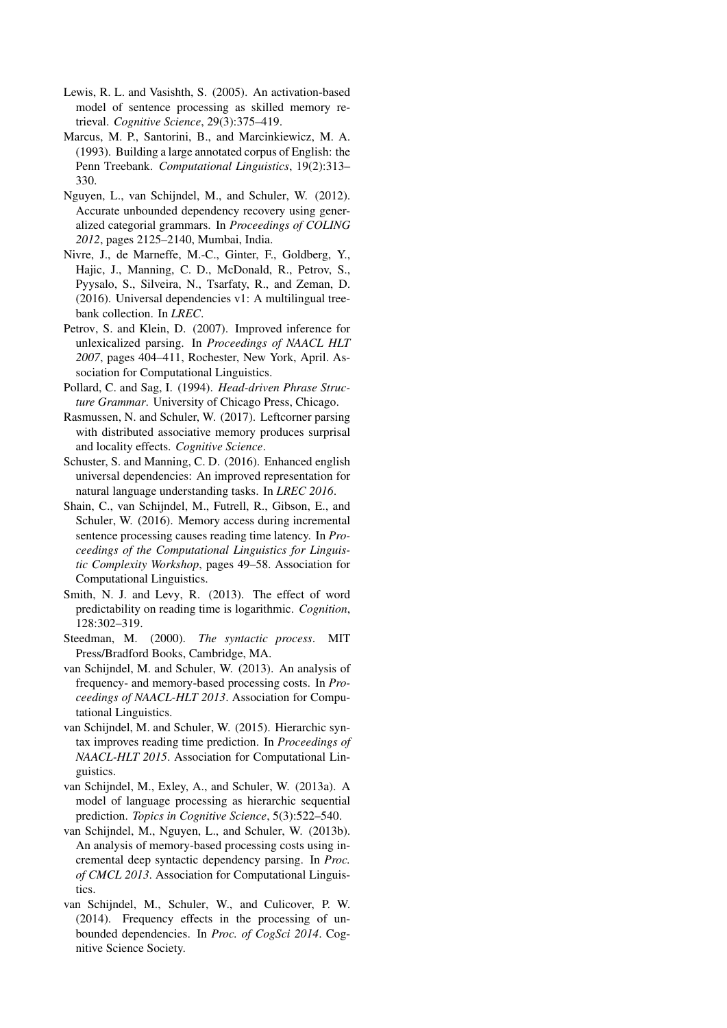Lewis, R. L. and Vasishth, S. (2005). An activation-based model of sentence processing as skilled memory retrieval. *Cognitive Science*, 29(3):375–419.

Marcus, M. P., Santorini, B., and Marcinkiewicz, M. A. (1993). Building a large annotated corpus of English: the Penn Treebank. *Computational Linguistics*, 19(2):313–330.

Nguyen, L., van Schijndel, M., and Schuler, W. (2012). Accurate unbounded dependency recovery using generalized categorial grammars. In *Proceedings of COLING 2012*, pages 2125–2140, Mumbai, India.

Nivre, J., de Marneffe, M.-C., Ginter, F., Goldberg, Y., Hajic, J., Manning, C. D., McDonald, R., Petrov, S., Pyysalo, S., Silveira, N., Tsarfaty, R., and Zeman, D. (2016). Universal dependencies v1: A multilingual treebank collection. In *LREC*.

Petrov, S. and Klein, D. (2007). Improved inference for unlexicalized parsing. In *Proceedings of NAACL HLT 2007*, pages 404–411, Rochester, New York, April. Association for Computational Linguistics.

Pollard, C. and Sag, I. (1994). *Head-driven Phrase Structure Grammar*. University of Chicago Press, Chicago.

Rasmussen, N. and Schuler, W. (2017). Leftcorner parsing with distributed associative memory produces surprisal and locality effects. *Cognitive Science*.

Schuster, S. and Manning, C. D. (2016). Enhanced english universal dependencies: An improved representation for natural language understanding tasks. In *LREC 2016*.

Shain, C., van Schijndel, M., Futrell, R., Gibson, E., and Schuler, W. (2016). Memory access during incremental sentence processing causes reading time latency. In *Proceedings of the Computational Linguistics for Linguistic Complexity Workshop*, pages 49–58. Association for Computational Linguistics.

Smith, N. J. and Levy, R. (2013). The effect of word predictability on reading time is logarithmic. *Cognition*, 128:302–319.

Steedman, M. (2000). *The syntactic process*. MIT Press/Bradford Books, Cambridge, MA.

van Schijndel, M. and Schuler, W. (2013). An analysis of frequency- and memory-based processing costs. In *Proceedings of NAACL-HLT 2013*. Association for Computational Linguistics.

van Schijndel, M. and Schuler, W. (2015). Hierarchic syntax improves reading time prediction. In *Proceedings of NAACL-HLT 2015*. Association for Computational Linguistics.

van Schijndel, M., Exley, A., and Schuler, W. (2013a). A model of language processing as hierarchic sequential prediction. *Topics in Cognitive Science*, 5(3):522–540.

van Schijndel, M., Nguyen, L., and Schuler, W. (2013b). An analysis of memory-based processing costs using incremental deep syntactic dependency parsing. In *Proc. of CMCL 2013*. Association for Computational Linguistics.

van Schijndel, M., Schuler, W., and Culicover, P. W. (2014). Frequency effects in the processing of unbounded dependencies. In *Proc. of CogSci 2014*. Cognitive Science Society.